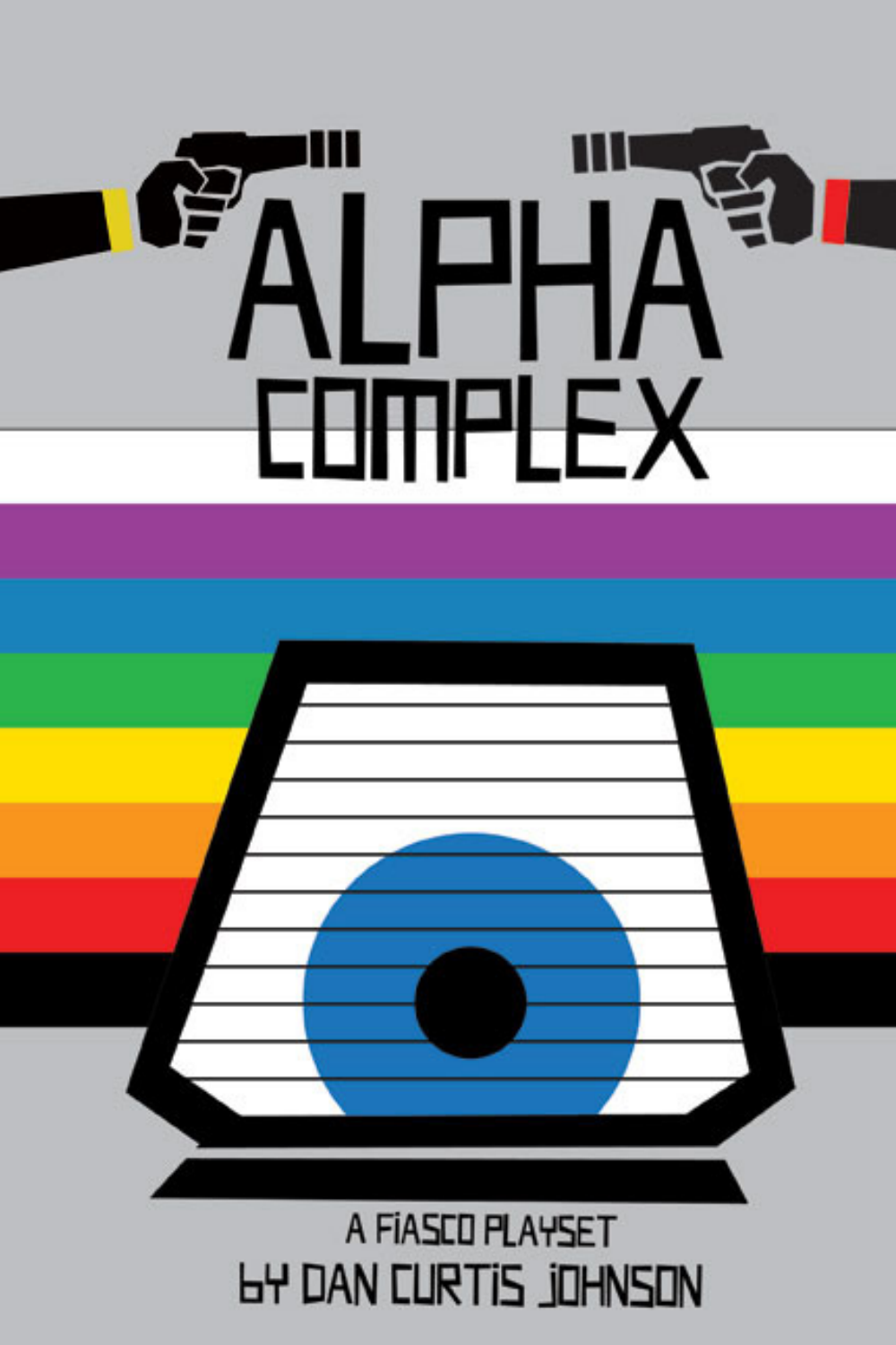# ALPHA COMPLEX

A FIASCO PLAYSET

BY DAN CURTIS JOHNSON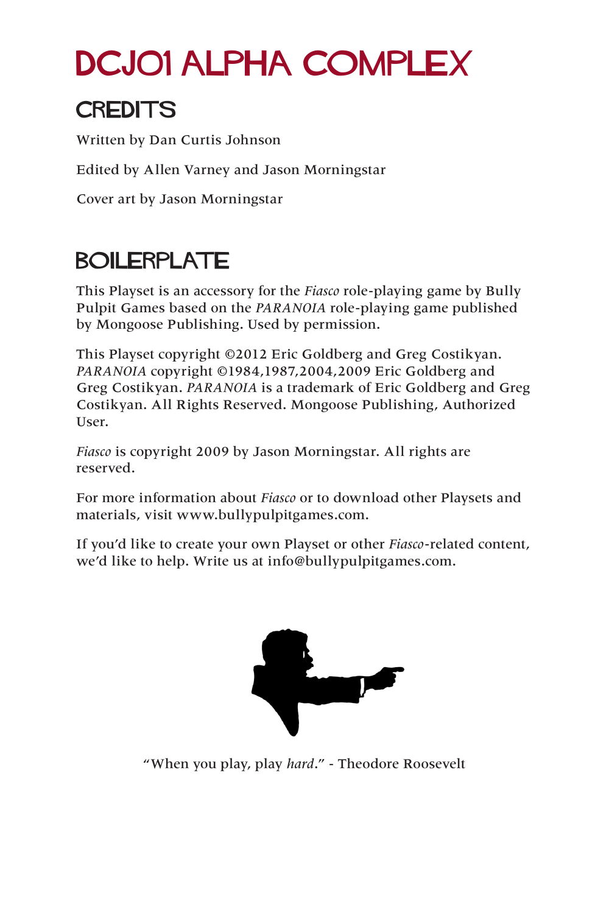# DCJ01 ALPHA COMPLEX

## CREDITS

Written by Dan Curtis Johnson

Edited by Allen Varney and Jason Morningstar

Cover art by Jason Morningstar

## BOILERPLATE

This Playset is an accessory for the *Fiasco* role-playing game by Bully Pulpit Games based on the *PARANOIA* role-playing game published by Mongoose Publishing. Used by permission.

This Playset copyright ©2012 Eric Goldberg and Greg Costikyan. *PARANOIA* copyright ©1984,1987,2004,2009 Eric Goldberg and Greg Costikyan. *PARANOIA* is a trademark of Eric Goldberg and Greg Costikyan. All Rights Reserved. Mongoose Publishing, Authorized User.

*Fiasco* is copyright 2009 by Jason Morningstar. All rights are reserved.

For more information about *Fiasco* or to download other Playsets and materials, visit www.bullypulpitgames.com.

If you'd like to create your own Playset or other *Fiasco*-related content, we'd like to help. Write us at info@bullypulpitgames.com.

"When you play, play *hard*." - Theodore Roosevelt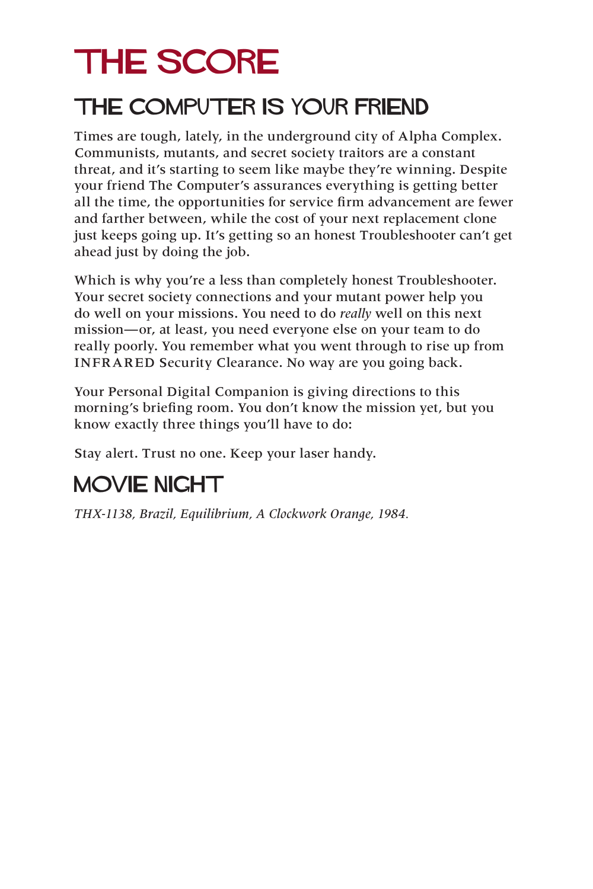# THE SCORE

## THE COMPUTER IS YOUR FRIEND

Times are tough, lately, in the underground city of Alpha Complex. Communists, mutants, and secret society traitors are a constant threat, and it's starting to seem like maybe they're winning. Despite your friend The Computer's assurances everything is getting better all the time, the opportunities for service firm advancement are fewer and farther between, while the cost of your next replacement clone just keeps going up. It's getting so an honest Troubleshooter can't get ahead just by doing the job.

Which is why you're a less than completely honest Troubleshooter. Your secret society connections and your mutant power help you do well on your missions. You need to do *really* well on this next mission—or, at least, you need everyone else on your team to do really poorly. You remember what you went through to rise up from INFRARED Security Clearance. No way are you going back.

Your Personal Digital Companion is giving directions to this morning's briefing room. You don't know the mission yet, but you know exactly three things you'll have to do:

Stay alert. Trust no one. Keep your laser handy.

## MOVIE NIGHT

*THX-1138, Brazil, Equilibrium, A Clockwork Orange, 1984.*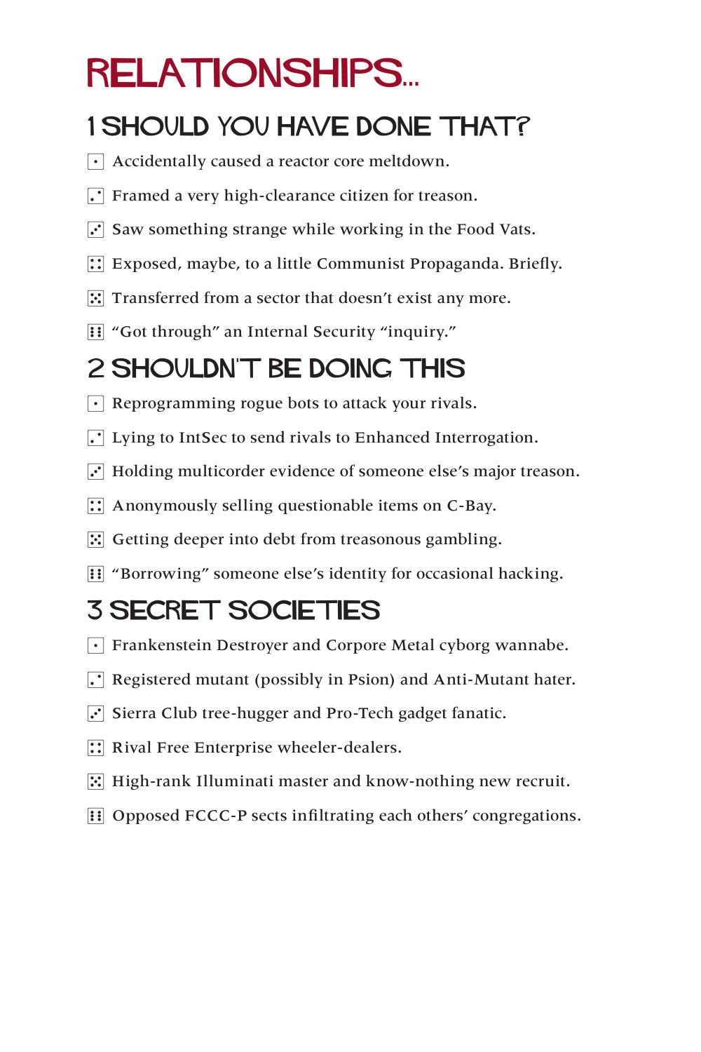# RELATIONSHIPS...

## 1 SHOULD YOU HAVE DONE THAT?

- ⚀ Accidentally caused a reactor core meltdown.
- ⚁ Framed a very high-clearance citizen for treason.
- ⚂ Saw something strange while working in the Food Vats.
- ⚃ Exposed, maybe, to a little Communist Propaganda. Briefly.
- ⚄ Transferred from a sector that doesn't exist any more.
- ⚅ "Got through" an Internal Security "inquiry."

## 2 SHOULDN'T BE DOING THIS

- ⚀ Reprogramming rogue bots to attack your rivals.
- ⚁ Lying to IntSec to send rivals to Enhanced Interrogation.
- ⚂ Holding multicorder evidence of someone else's major treason.
- ⚃ Anonymously selling questionable items on C-Bay.
- ⚄ Getting deeper into debt from treasonous gambling.
- ⚅ "Borrowing" someone else's identity for occasional hacking.

## 3 SECRET SOCIETIES

- ⚀ Frankenstein Destroyer and Corpore Metal cyborg wannabe.
- ⚁ Registered mutant (possibly in Psion) and Anti-Mutant hater.
- ⚂ Sierra Club tree-hugger and Pro-Tech gadget fanatic.
- ⚃ Rival Free Enterprise wheeler-dealers.
- ⚄ High-rank Illuminati master and know-nothing new recruit.
- ⚅ Opposed FCCC-P sects infiltrating each others' congregations.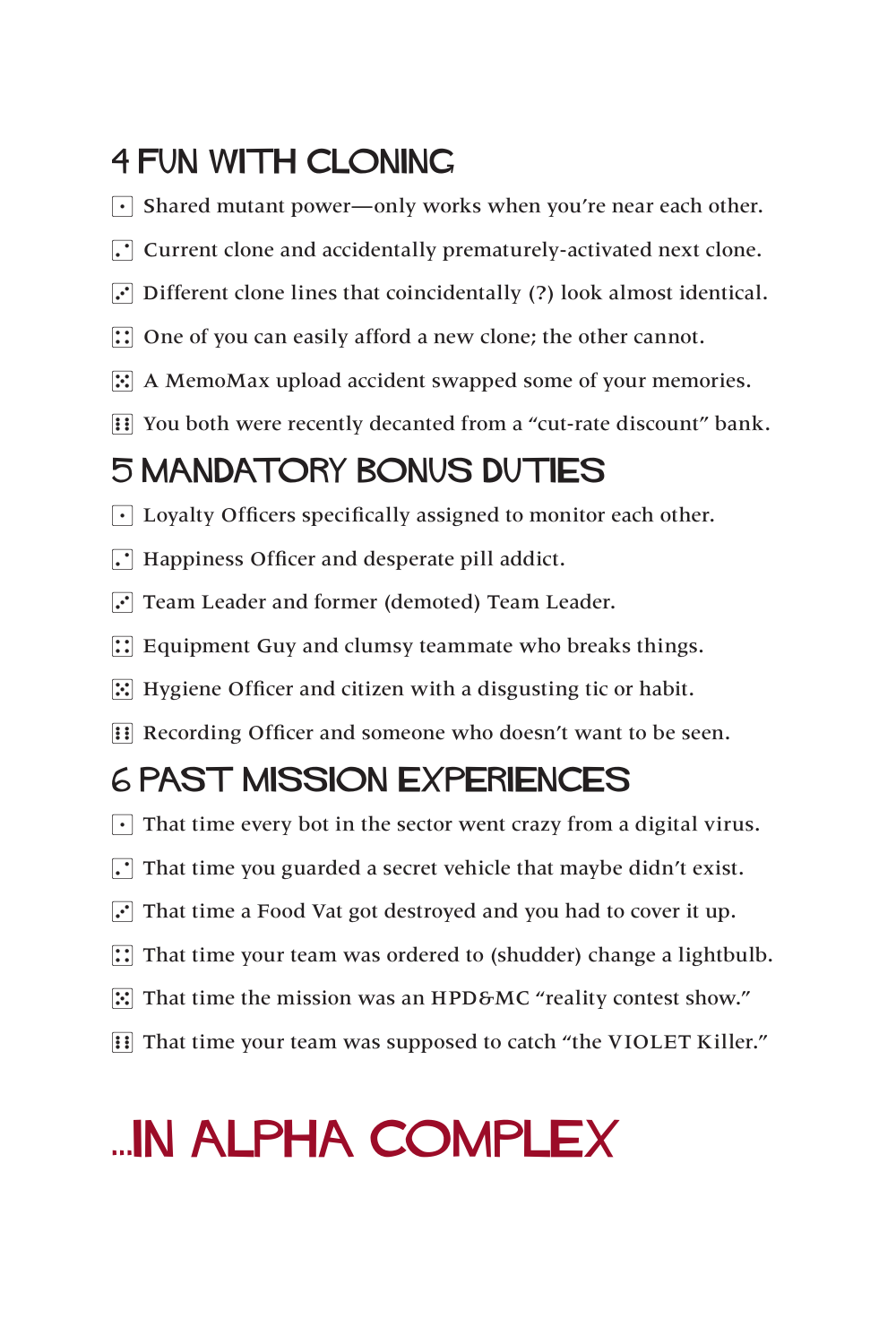## 4 FUN WITH CLONING

- ⚀ Shared mutant power—only works when you're near each other.
- ⚁ Current clone and accidentally prematurely-activated next clone.
- ⚂ Different clone lines that coincidentally (?) look almost identical.
- ⚃ One of you can easily afford a new clone; the other cannot.
- ⚄ A MemoMax upload accident swapped some of your memories.
- ⚅ You both were recently decanted from a "cut-rate discount" bank.

## 5 MANDATORY BONUS DUTIES

- ⚀ Loyalty Officers specifically assigned to monitor each other.
- ⚁ Happiness Officer and desperate pill addict.
- ⚂ Team Leader and former (demoted) Team Leader.
- ⚃ Equipment Guy and clumsy teammate who breaks things.
- ⚄ Hygiene Officer and citizen with a disgusting tic or habit.
- ⚅ Recording Officer and someone who doesn't want to be seen.

## 6 PAST MISSION EXPERIENCES

- ⚀ That time every bot in the sector went crazy from a digital virus.
- ⚁ That time you guarded a secret vehicle that maybe didn't exist.
- ⚂ That time a Food Vat got destroyed and you had to cover it up.
- ⚃ That time your team was ordered to (shudder) change a lightbulb.
- ⚄ That time the mission was an HPD&MC "reality contest show."
- ⚅ That time your team was supposed to catch "the VIOLET Killer."

# ...IN ALPHA COMPLEX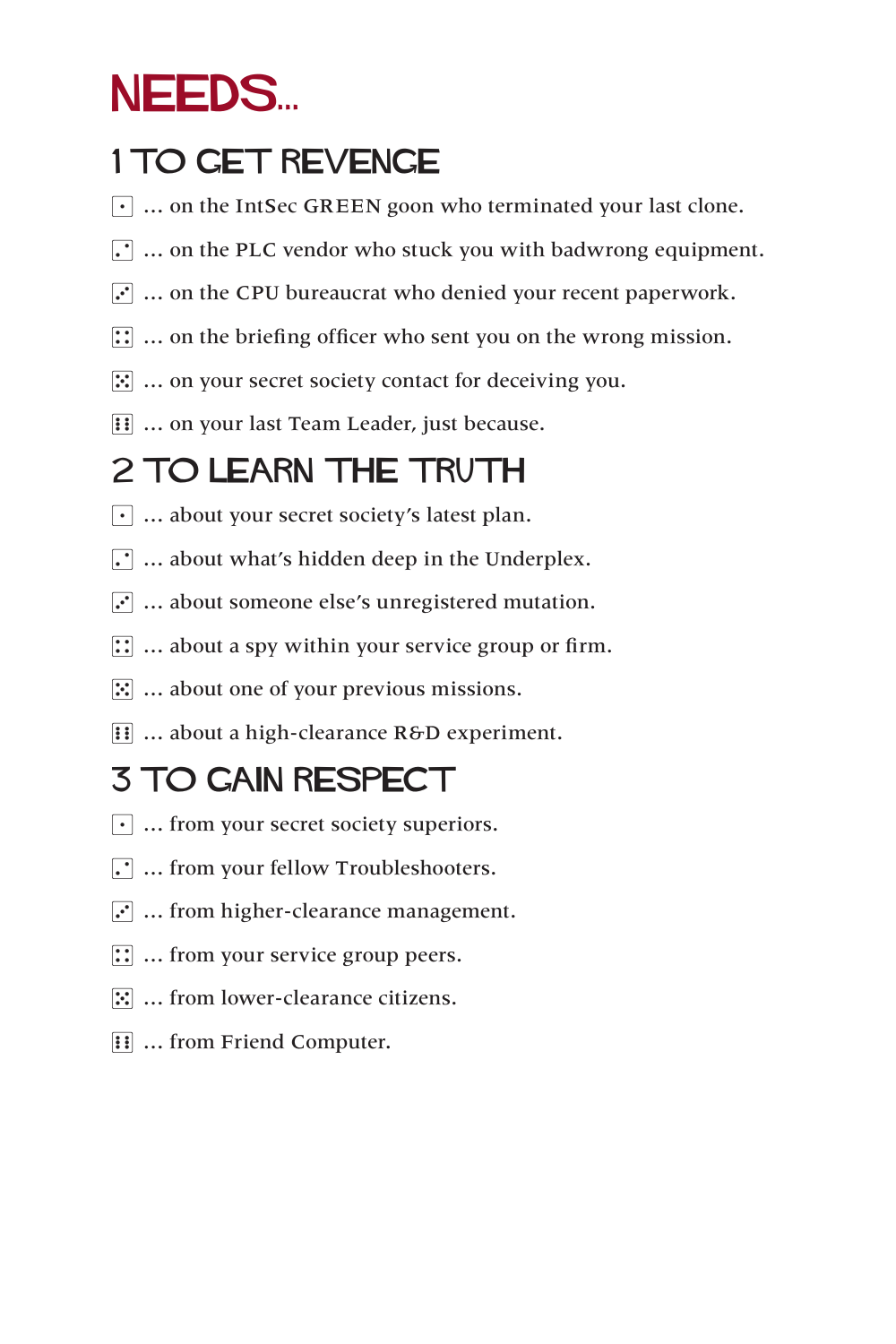# NEEDS...

## 1 TO GET REVENGE

- ⚀ … on the IntSec GREEN goon who terminated your last clone.
- ⚁ … on the PLC vendor who stuck you with badwrong equipment.
- ⚂ … on the CPU bureaucrat who denied your recent paperwork.
- ⚃ … on the briefing officer who sent you on the wrong mission.
- ⚄ … on your secret society contact for deceiving you.
- ⚅ … on your last Team Leader, just because.

## 2 TO LEARN THE TRUTH

- ⚀ … about your secret society's latest plan.
- ⚁ … about what's hidden deep in the Underplex.
- ⚂ … about someone else's unregistered mutation.
- ⚃ … about a spy within your service group or firm.
- ⚄ … about one of your previous missions.
- ⚅ … about a high-clearance R&D experiment.

## 3 TO GAIN RESPECT

- ⚀ … from your secret society superiors.
- ⚁ … from your fellow Troubleshooters.
- ⚂ … from higher-clearance management.
- ⚃ … from your service group peers.
- ⚄ … from lower-clearance citizens.
- ⚅ … from Friend Computer.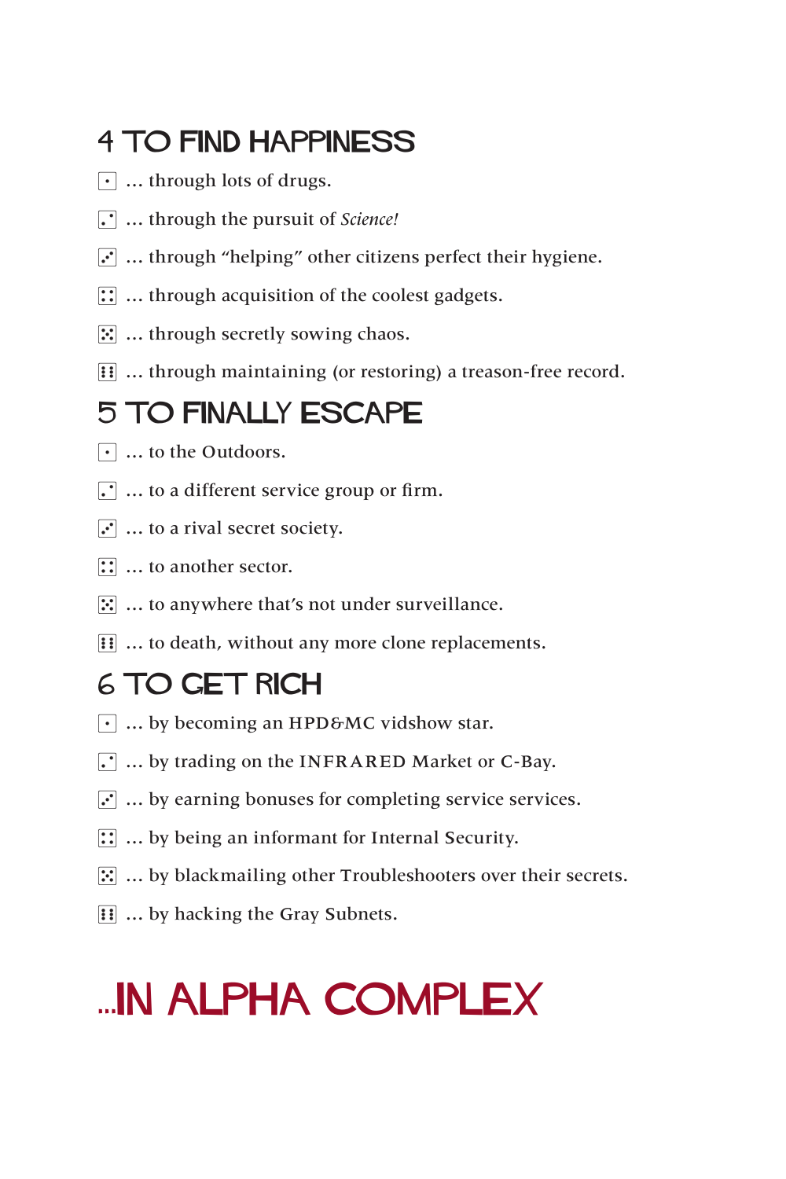## 4 TO FIND HAPPINESS

- ⚀ … through lots of drugs.
- ⚁ … through the pursuit of *Science!*
- ⚂ … through “helping” other citizens perfect their hygiene.
- ⚃ … through acquisition of the coolest gadgets.
- ⚄ … through secretly sowing chaos.
- ⚅ … through maintaining (or restoring) a treason-free record.

## 5 TO FINALLY ESCAPE

- ⚀ … to the Outdoors.
- ⚁ … to a different service group or firm.
- ⚂ … to a rival secret society.
- ⚃ … to another sector.
- ⚄ … to anywhere that’s not under surveillance.
- ⚅ … to death, without any more clone replacements.

## 6 TO GET RICH

- ⚀ … by becoming an HPD&MC vidshow star.
- ⚁ … by trading on the INFRARED Market or C-Bay.
- ⚂ … by earning bonuses for completing service services.
- ⚃ … by being an informant for Internal Security.
- ⚄ … by blackmailing other Troubleshooters over their secrets.
- ⚅ … by hacking the Gray Subnets.

# …IN ALPHA COMPLEX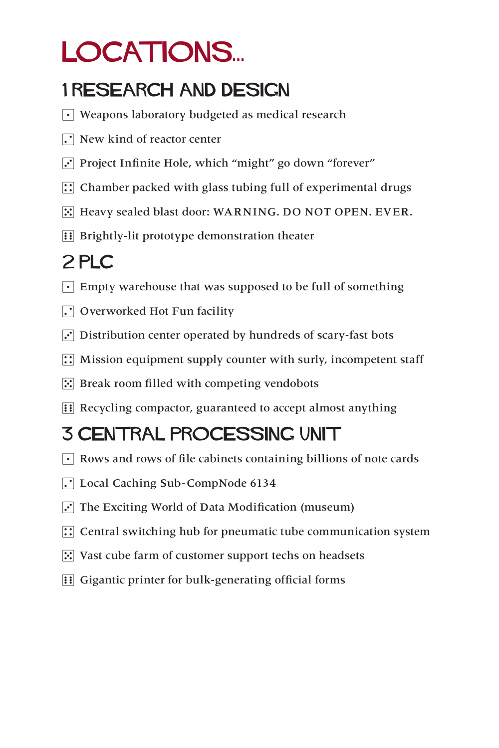# LOCATIONS...

## 1 RESEARCH AND DESIGN

- ⚀ Weapons laboratory budgeted as medical research
- ⚁ New kind of reactor center
- ⚂ Project Infinite Hole, which "might" go down "forever"
- ⚃ Chamber packed with glass tubing full of experimental drugs
- ⚄ Heavy sealed blast door: WARNING. DO NOT OPEN. EVER.
- ⚅ Brightly-lit prototype demonstration theater

## 2 PLC

- ⚀ Empty warehouse that was supposed to be full of something
- ⚁ Overworked Hot Fun facility
- ⚂ Distribution center operated by hundreds of scary-fast bots
- ⚃ Mission equipment supply counter with surly, incompetent staff
- ⚄ Break room filled with competing vendobots
- ⚅ Recycling compactor, guaranteed to accept almost anything

## 3 CENTRAL PROCESSING UNIT

- ⚀ Rows and rows of file cabinets containing billions of note cards
- ⚁ Local Caching Sub-CompNode 6134
- ⚂ The Exciting World of Data Modification (museum)
- ⚃ Central switching hub for pneumatic tube communication system
- ⚄ Vast cube farm of customer support techs on headsets
- ⚅ Gigantic printer for bulk-generating official forms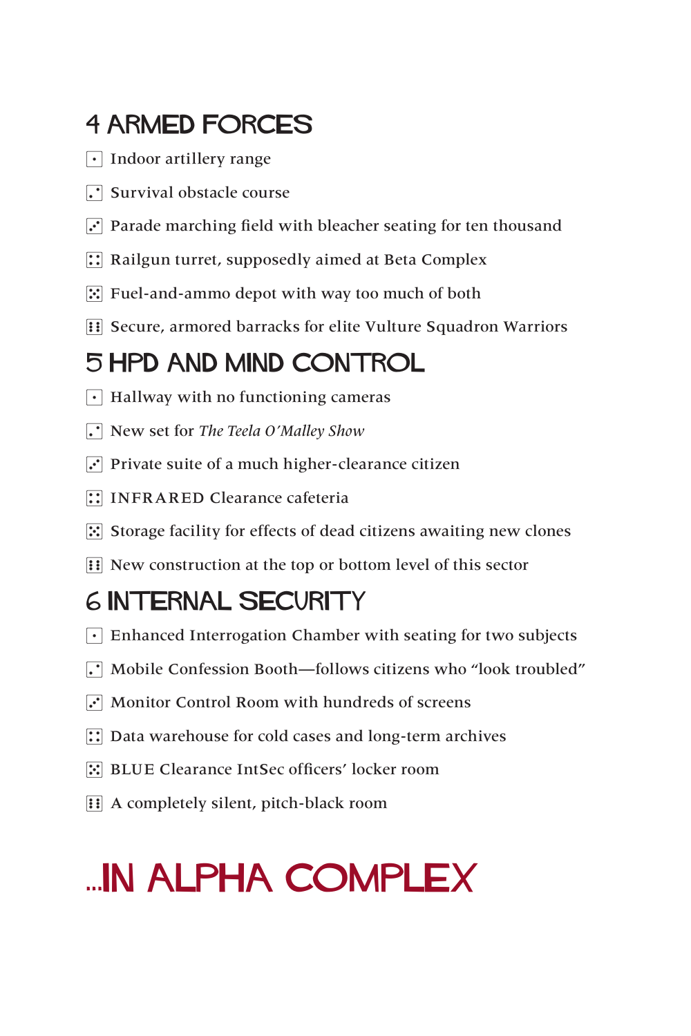## 4 ARMED FORCES

- ⚀ Indoor artillery range
- ⚁ Survival obstacle course
- ⚂ Parade marching field with bleacher seating for ten thousand
- ⚃ Railgun turret, supposedly aimed at Beta Complex
- ⚄ Fuel-and-ammo depot with way too much of both
- ⚅ Secure, armored barracks for elite Vulture Squadron Warriors

## 5 HPD AND MIND CONTROL

- ⚀ Hallway with no functioning cameras
- ⚁ New set for *The Teela O'Malley Show*
- ⚂ Private suite of a much higher-clearance citizen
- ⚃ INFRARED Clearance cafeteria
- ⚄ Storage facility for effects of dead citizens awaiting new clones
- ⚅ New construction at the top or bottom level of this sector

## 6 INTERNAL SECURITY

- ⚀ Enhanced Interrogation Chamber with seating for two subjects
- ⚁ Mobile Confession Booth—follows citizens who "look troubled"
- ⚂ Monitor Control Room with hundreds of screens
- ⚃ Data warehouse for cold cases and long-term archives
- ⚄ BLUE Clearance IntSec officers' locker room
- ⚅ A completely silent, pitch-black room

# ...IN ALPHA COMPLEX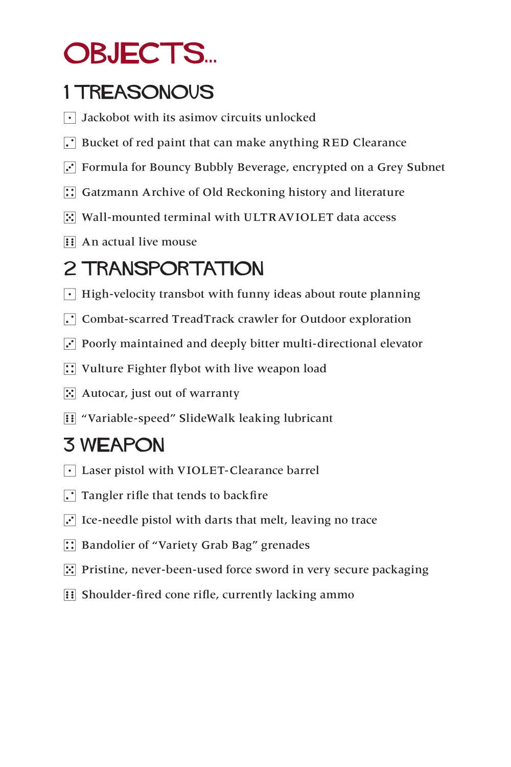# OBJECTS...

## 1 TREASONOUS

- ⚀ Jackobot with its asimov circuits unlocked
- ⚁ Bucket of red paint that can make anything RED Clearance
- ⚂ Formula for Bouncy Bubbly Beverage, encrypted on a Grey Subnet
- ⚃ Gatzmann Archive of Old Reckoning history and literature
- ⚄ Wall-mounted terminal with ULTRAVIOLET data access
- ⚅ An actual live mouse

## 2 TRANSPORTATION

- ⚀ High-velocity transbot with funny ideas about route planning
- ⚁ Combat-scarred TreadTrack crawler for Outdoor exploration
- ⚂ Poorly maintained and deeply bitter multi-directional elevator
- ⚃ Vulture Fighter flybot with live weapon load
- ⚄ Autocar, just out of warranty
- ⚅ “Variable-speed” SlideWalk leaking lubricant

## 3 WEAPON

- ⚀ Laser pistol with VIOLET-Clearance barrel
- ⚁ Tangler rifle that tends to backfire
- ⚂ Ice-needle pistol with darts that melt, leaving no trace
- ⚃ Bandolier of “Variety Grab Bag” grenades
- ⚄ Pristine, never-been-used force sword in very secure packaging
- ⚅ Shoulder-fired cone rifle, currently lacking ammo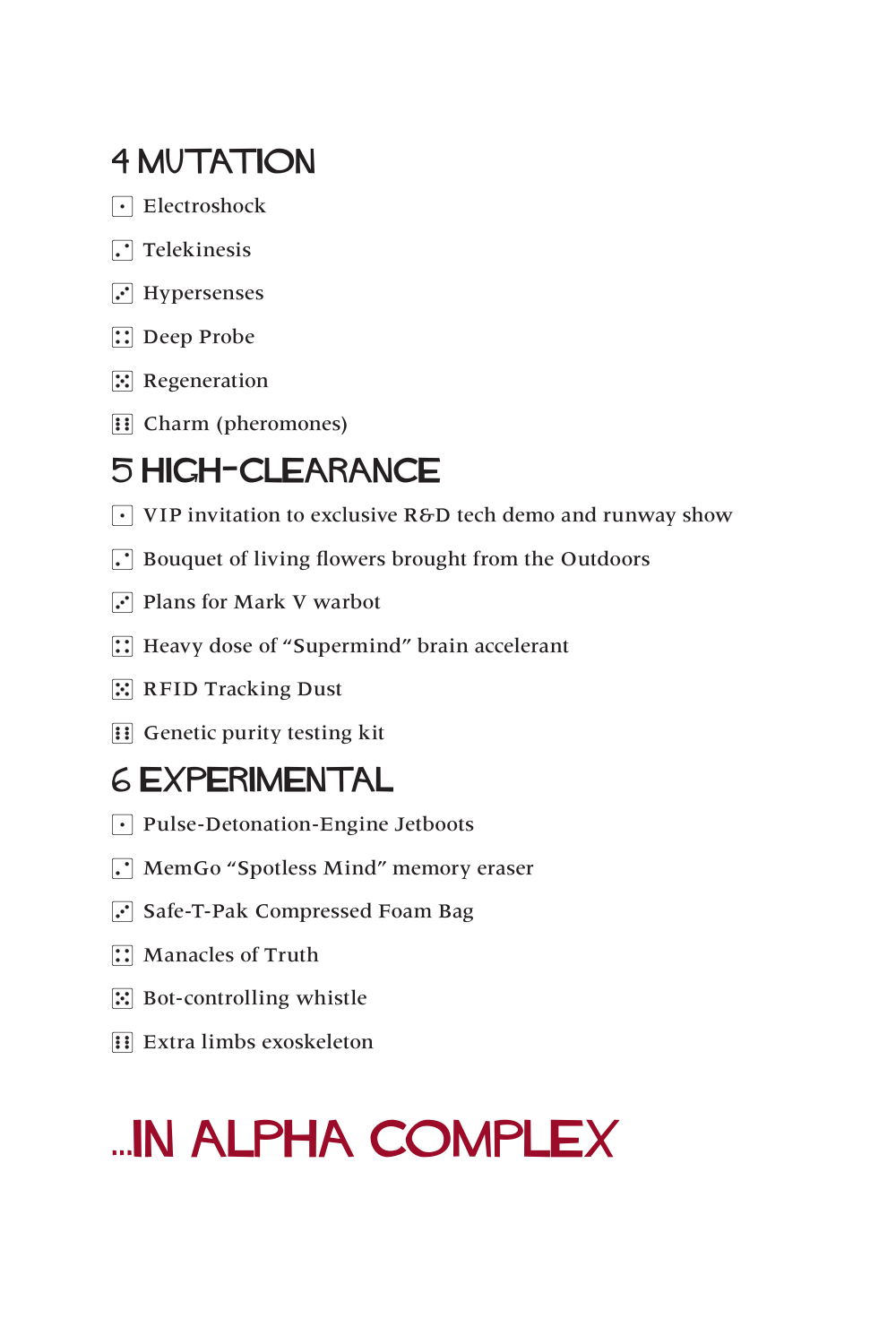## 4 MUTATION

- ⚀ Electroshock
- ⚁ Telekinesis
- ⚂ Hypersenses
- ⚃ Deep Probe
- ⚄ Regeneration
- ⚅ Charm (pheromones)

## 5 HIGH-CLEARANCE

- ⚀ VIP invitation to exclusive R&D tech demo and runway show
- ⚁ Bouquet of living flowers brought from the Outdoors
- ⚂ Plans for Mark V warbot
- ⚃ Heavy dose of “Supermind” brain accelerant
- ⚄ RFID Tracking Dust
- ⚅ Genetic purity testing kit

## 6 EXPERIMENTAL

- ⚀ Pulse-Detonation-Engine Jetboots
- ⚁ MemGo “Spotless Mind” memory eraser
- ⚂ Safe-T-Pak Compressed Foam Bag
- ⚃ Manacles of Truth
- ⚄ Bot-controlling whistle
- ⚅ Extra limbs exoskeleton

# ...IN ALPHA COMPLEX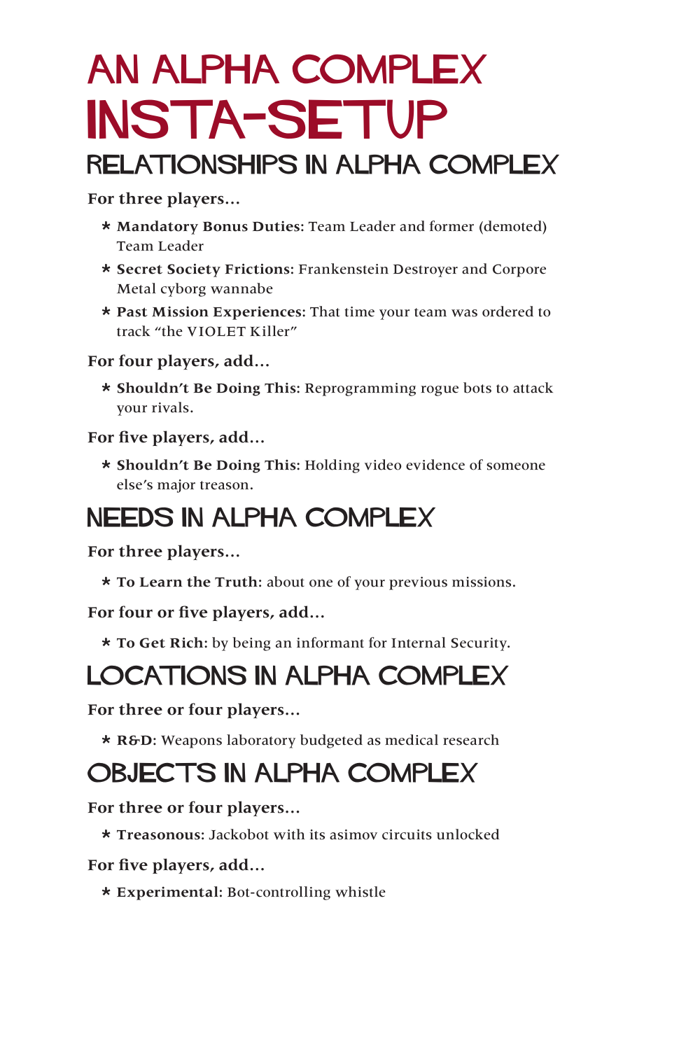# An Alpha Complex Insta-Setup

## Relationships in Alpha Complex

**For three players...**

* **Mandatory Bonus Duties:** Team Leader and former (demoted) Team Leader
* **Secret Society Frictions:** Frankenstein Destroyer and Corpore Metal cyborg wannabe
* **Past Mission Experiences:** That time your team was ordered to track "the VIOLET Killer"

**For four players, add...**

* **Shouldn't Be Doing This:** Reprogramming rogue bots to attack your rivals.

**For five players, add...**

* **Shouldn't Be Doing This:** Holding video evidence of someone else's major treason.

## Needs in Alpha Complex

**For three players...**

* **To Learn the Truth:** about one of your previous missions.

**For four or five players, add...**

* **To Get Rich:** by being an informant for Internal Security.

## Locations in Alpha Complex

**For three or four players...**

* **R&D:** Weapons laboratory budgeted as medical research

## Objects in Alpha Complex

**For three or four players...**

* **Treasonous:** Jackobot with its asimov circuits unlocked

**For five players, add...**

* **Experimental:** Bot-controlling whistle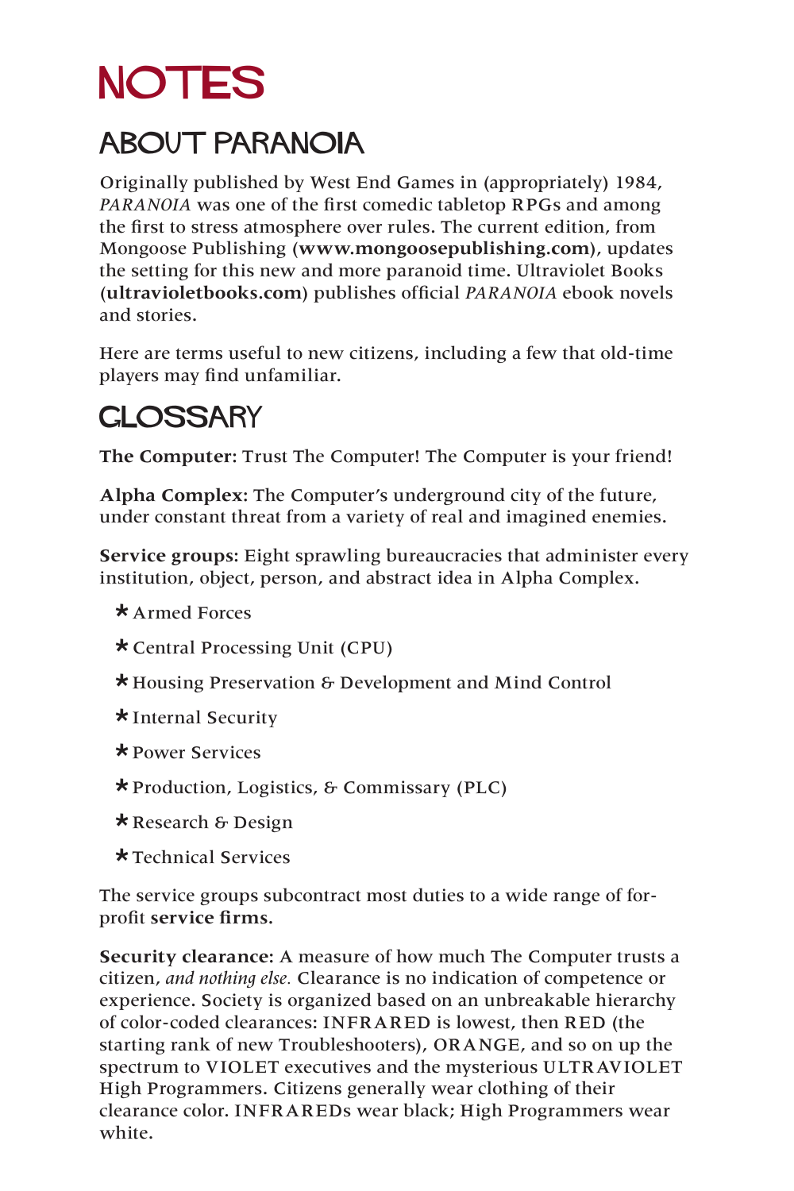# NOTES

## ABOUT PARANOIA

Originally published by West End Games in (appropriately) 1984, *PARANOIA* was one of the first comedic tabletop RPGs and among the first to stress atmosphere over rules. The current edition, from Mongoose Publishing (**www.mongoosepublishing.com**), updates the setting for this new and more paranoid time. Ultraviolet Books (**ultravioletbooks.com**) publishes official *PARANOIA* ebook novels and stories.

Here are terms useful to new citizens, including a few that old-time players may find unfamiliar.

## GLOSSARY

**The Computer:** Trust The Computer! The Computer is your friend!

**Alpha Complex:** The Computer's underground city of the future, under constant threat from a variety of real and imagined enemies.

**Service groups:** Eight sprawling bureaucracies that administer every institution, object, person, and abstract idea in Alpha Complex.

- Armed Forces
- Central Processing Unit (CPU)
- Housing Preservation & Development and Mind Control
- Internal Security
- Power Services
- Production, Logistics, & Commissary (PLC)
- Research & Design
- Technical Services

The service groups subcontract most duties to a wide range of for-profit **service firms.**

**Security clearance:** A measure of how much The Computer trusts a citizen, *and nothing else.* Clearance is no indication of competence or experience. Society is organized based on an unbreakable hierarchy of color-coded clearances: INFRARED is lowest, then RED (the starting rank of new Troubleshooters), ORANGE, and so on up the spectrum to VIOLET executives and the mysterious ULTRAVIOLET High Programmers. Citizens generally wear clothing of their clearance color. INFRAREDs wear black; High Programmers wear white.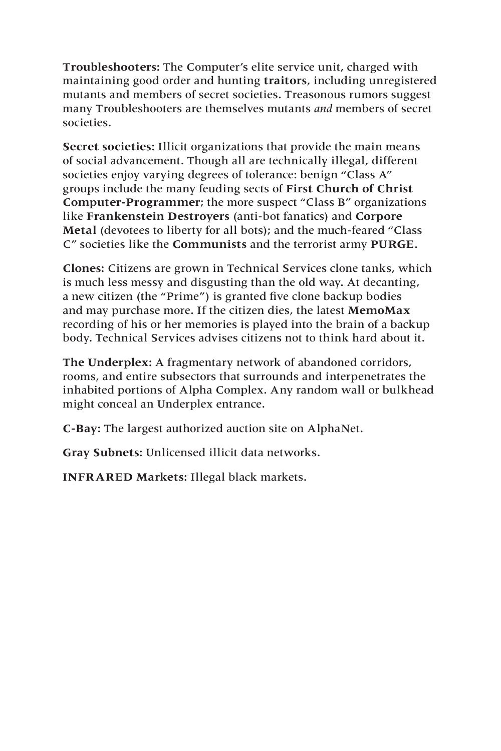**Troubleshooters**: The Computer's elite service unit, charged with maintaining good order and hunting **traitors**, including unregistered mutants and members of secret societies. Treasonous rumors suggest many Troubleshooters are themselves mutants *and* members of secret societies.

**Secret societies**: Illicit organizations that provide the main means of social advancement. Though all are technically illegal, different societies enjoy varying degrees of tolerance: benign "Class A" groups include the many feuding sects of **First Church of Christ Computer-Programmer**; the more suspect "Class B" organizations like **Frankenstein Destroyers** (anti-bot fanatics) and **Corpore Metal** (devotees to liberty for all bots); and the much-feared "Class C" societies like the **Communists** and the terrorist army **PURGE**.

**Clones**: Citizens are grown in Technical Services clone tanks, which is much less messy and disgusting than the old way. At decanting, a new citizen (the "Prime") is granted five clone backup bodies and may purchase more. If the citizen dies, the latest **MemoMax** recording of his or her memories is played into the brain of a backup body. Technical Services advises citizens not to think hard about it.

**The Underplex**: A fragmentary network of abandoned corridors, rooms, and entire subsectors that surrounds and interpenetrates the inhabited portions of Alpha Complex. Any random wall or bulkhead might conceal an Underplex entrance.

**C-Bay**: The largest authorized auction site on AlphaNet.

**Gray Subnets**: Unlicensed illicit data networks.

**INFRARED Markets**: Illegal black markets.